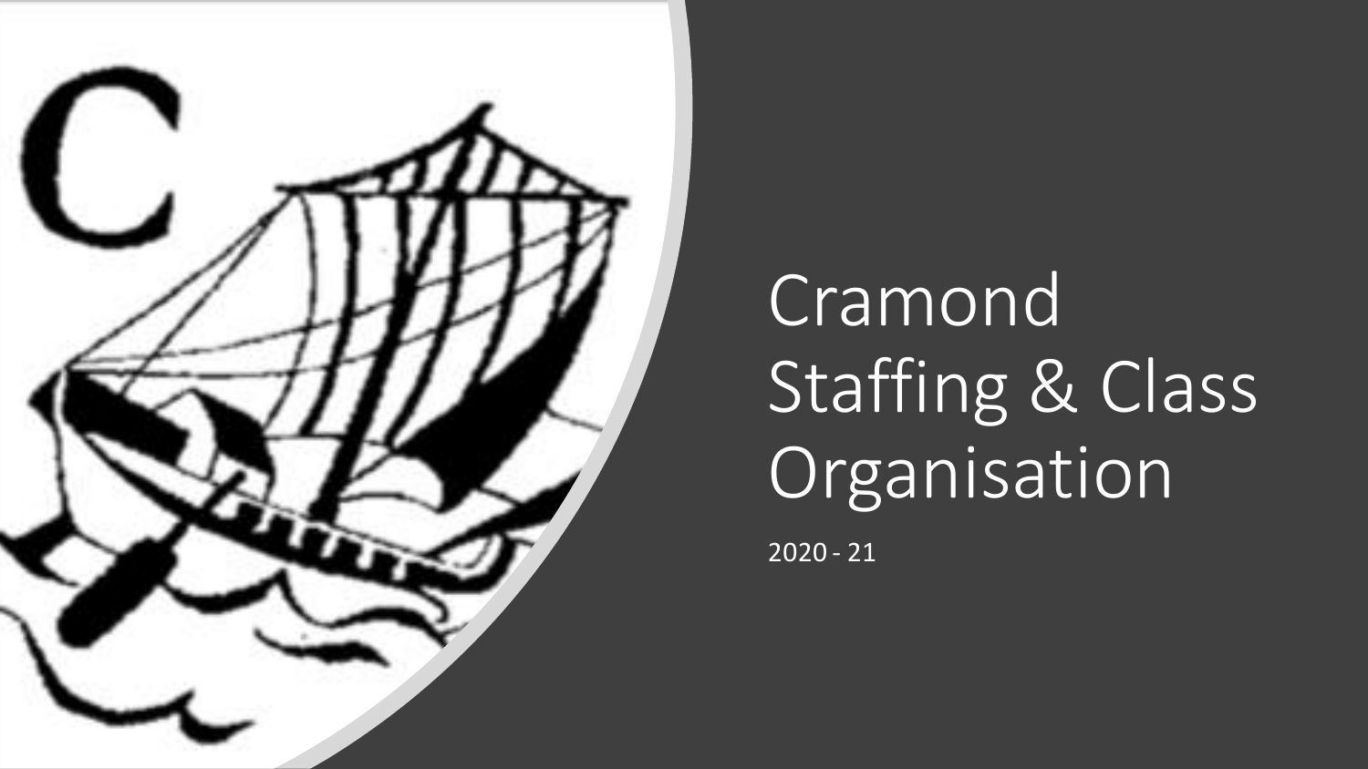# Cramond Staffing & Class Organisation

2020 - 21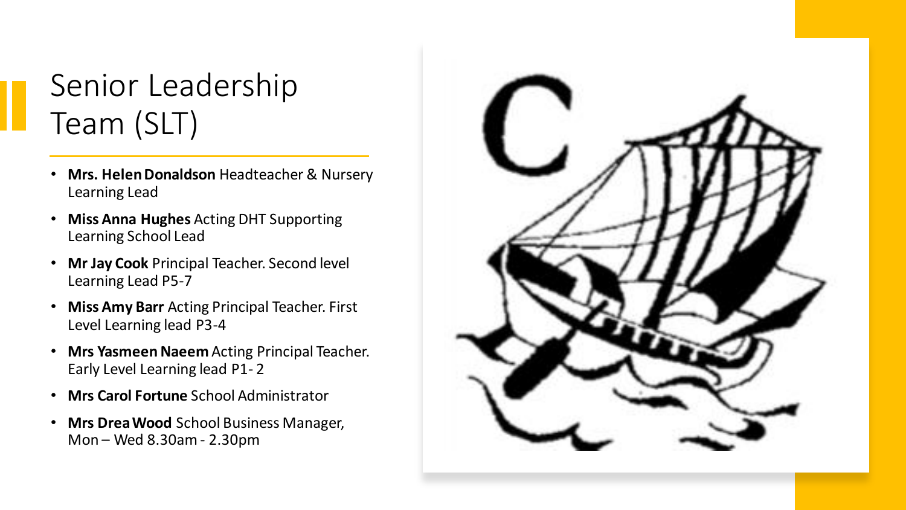# Senior Leadership Team (SLT)

- **Mrs. Helen Donaldson** Headteacher & Nursery Learning Lead
- **Miss Anna Hughes** Acting DHT Supporting Learning School Lead
- **Mr Jay Cook** Principal Teacher. Second level Learning Lead P5-7
- **Miss Amy Barr** Acting Principal Teacher. First Level Learning lead P3-4
- **Mrs Yasmeen Naeem** Acting Principal Teacher. Early Level Learning lead P1- 2
- **Mrs Carol Fortune** School Administrator
- **Mrs Drea Wood** School Business Manager, Mon – Wed 8.30am - 2.30pm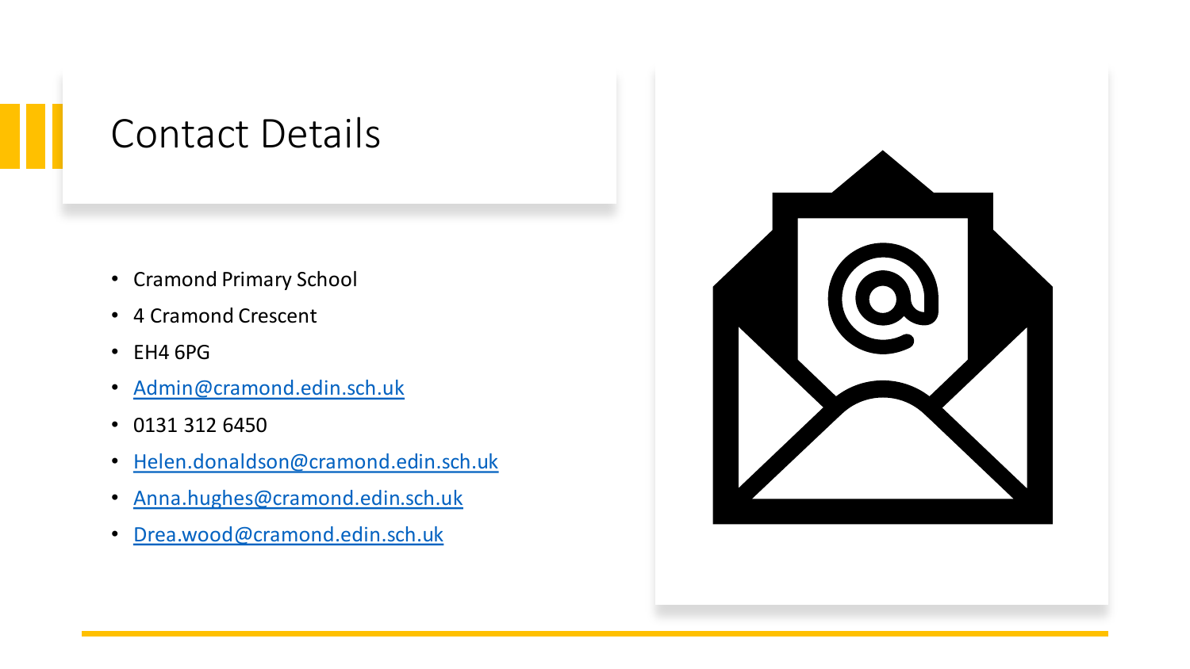# Contact Details

- Cramond Primary School
- 4 Cramond Crescent
- EH4 6PG
- Admin@cramond.edin.sch.uk
- 0131 312 6450
- Helen.donaldson@cramond.edin.sch.uk
- Anna.hughes@cramond.edin.sch.uk
- Drea.wood@cramond.edin.sch.uk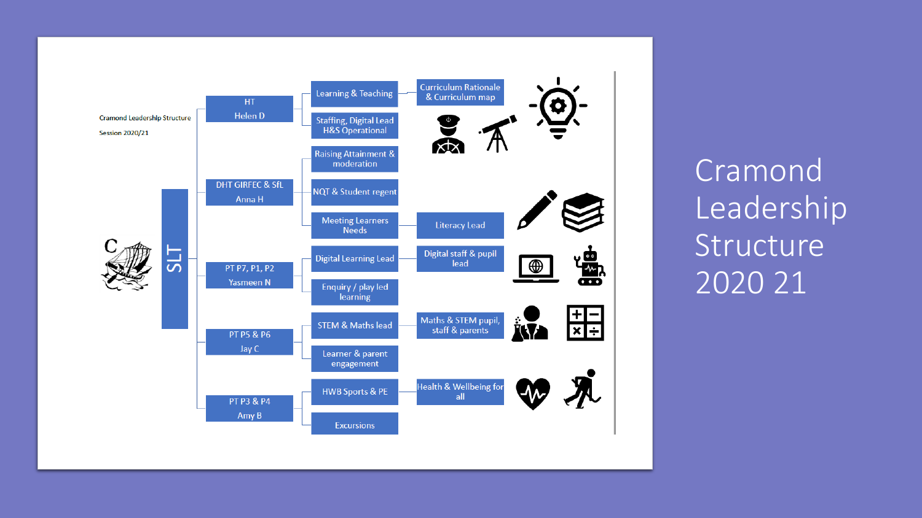# Cramond Leadership Structure 2020 21

Cramond Leadership Structure

Session 2020/21

**SLT**

- **HT – Helen D**
  - Learning & Teaching
    - Curriculum Rationale & Curriculum map
  - Staffing, Digital Lead H&S Operational
- **DHT GIRFEC & SfL – Anna H**
  - Raising Attainment & moderation
  - NQT & Student regent
  - Meeting Learners Needs
    - Literacy Lead
- **PT P7, P1, P2 – Yasmeen N**
  - Digital Learning Lead
    - Digital staff & pupil lead
  - Enquiry / play led learning
- **PT P5 & P6 – Jay C**
  - STEM & Maths lead
    - Maths & STEM pupil, staff & parents
  - Learner & parent engagement
- **PT P3 & P4 – Amy B**
  - HWB Sports & PE
    - Health & Wellbeing for all
  - Excursions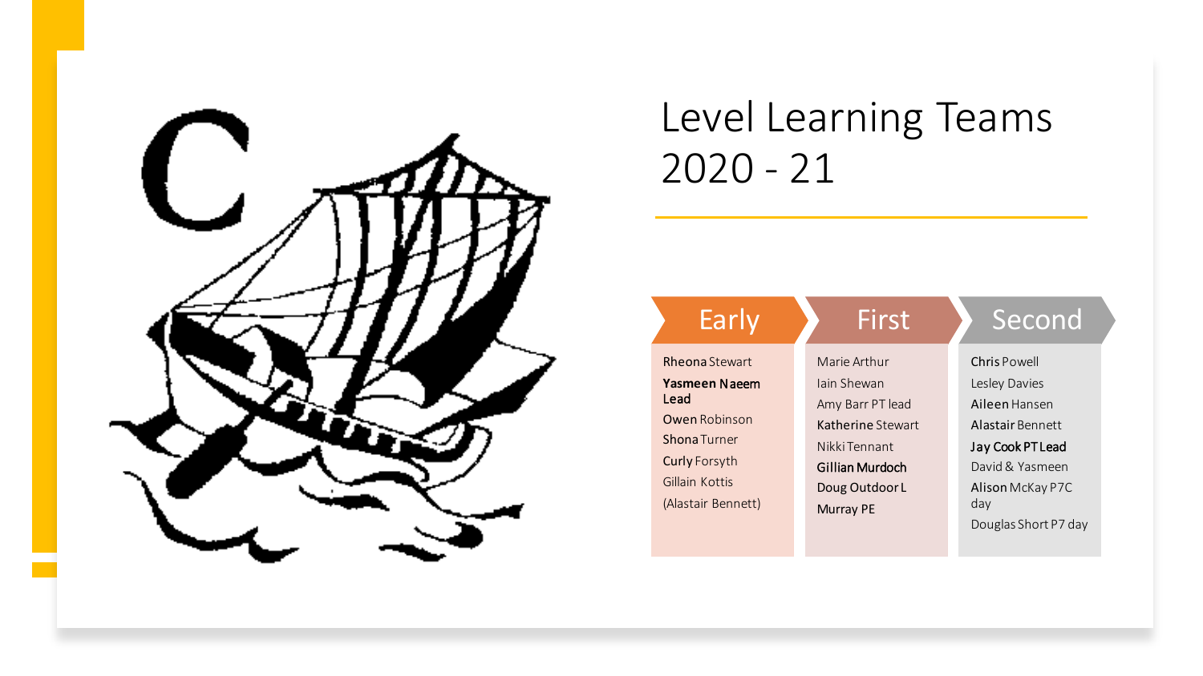# Level Learning Teams 2020 - 21

| Early | First | Second |
|---|---|---|
| Rheona Stewart | Marie Arthur | Chris Powell |
| **Yasmeen Naeem Lead** | Iain Shewan | Lesley Davies |
| Owen Robinson | Amy Barr PT lead | Aileen Hansen |
| Shona Turner | Katherine Stewart | Alastair Bennett |
| Curly Forsyth | Nikki Tennant | **Jay Cook PT Lead** |
| Gillain Kottis | Gillian Murdoch | David & Yasmeen |
| (Alastair Bennett) | Doug Outdoor L | Alison McKay P7C day |
| | Murray PE | Douglas Short P7 day |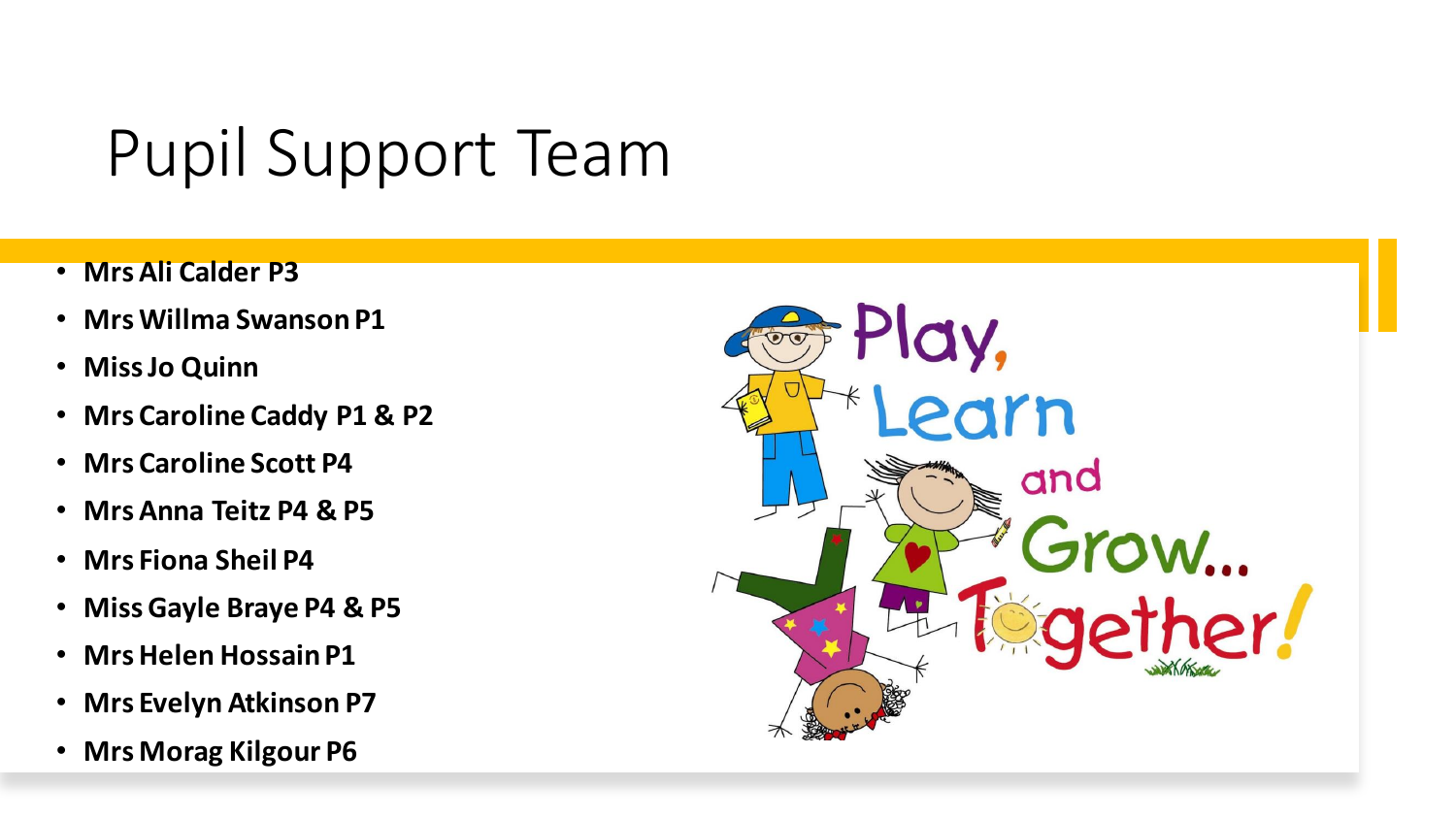# Pupil Support Team

- **Mrs Ali Calder P3**
- **Mrs Willma Swanson P1**
- **Miss Jo Quinn**
- **Mrs Caroline Caddy P1 & P2**
- **Mrs Caroline Scott P4**
- **Mrs Anna Teitz P4 & P5**
- **Mrs Fiona Sheil P4**
- **Miss Gayle Braye P4 & P5**
- **Mrs Helen Hossain P1**
- **Mrs Evelyn Atkinson P7**
- **Mrs Morag Kilgour P6**

Play, Learn and Grow... Together!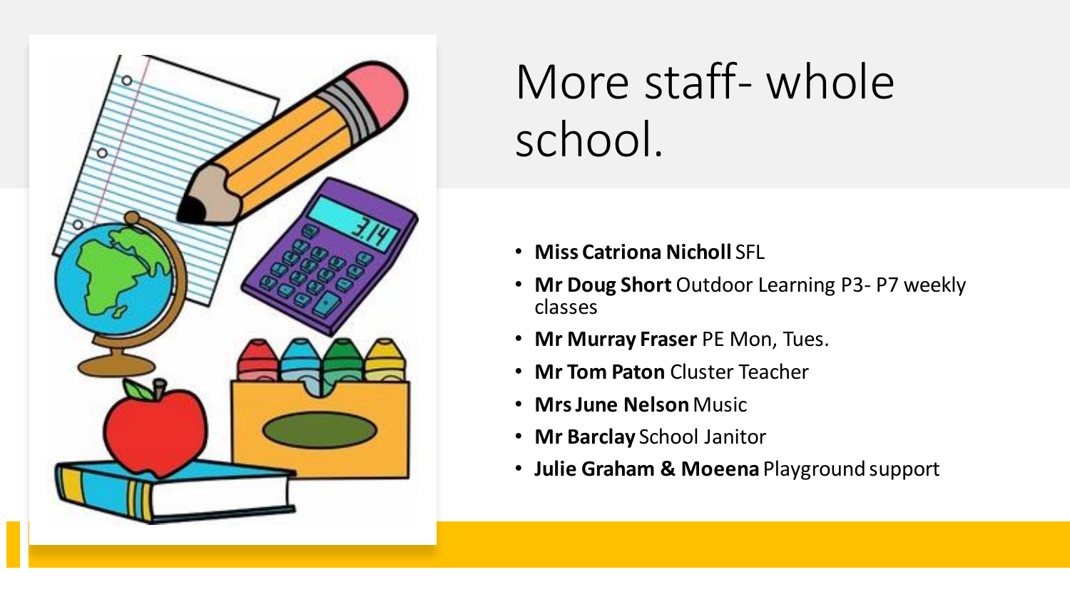# More staff- whole school.

- **Miss Catriona Nicholl** SFL
- **Mr Doug Short** Outdoor Learning P3- P7 weekly classes
- **Mr Murray Fraser** PE Mon, Tues.
- **Mr Tom Paton** Cluster Teacher
- **Mrs June Nelson** Music
- **Mr Barclay** School Janitor
- **Julie Graham & Moeena** Playground support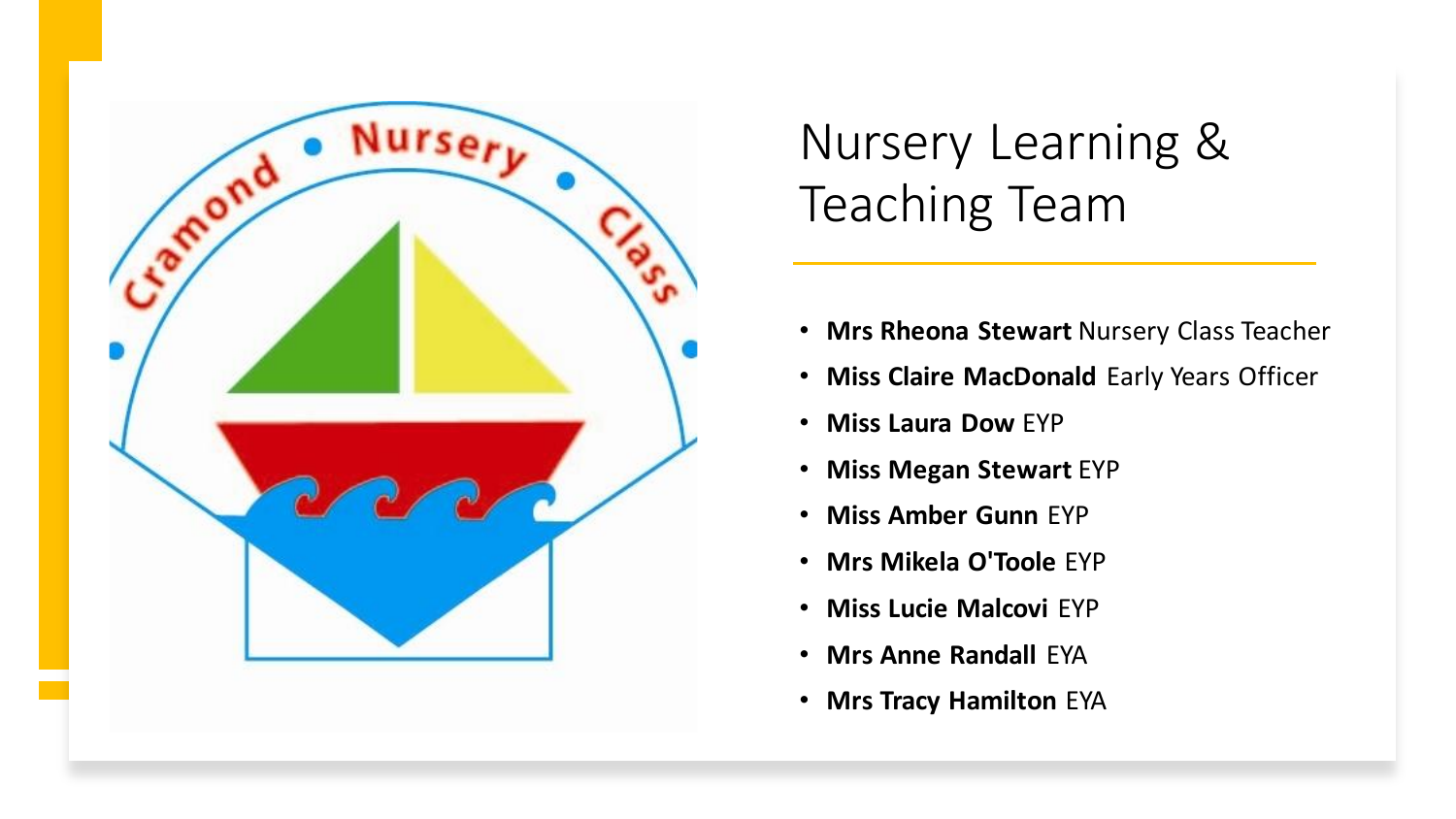# Nursery Learning & Teaching Team

- **Mrs Rheona Stewart** Nursery Class Teacher
- **Miss Claire MacDonald** Early Years Officer
- **Miss Laura Dow** EYP
- **Miss Megan Stewart** EYP
- **Miss Amber Gunn** EYP
- **Mrs Mikela O'Toole** EYP
- **Miss Lucie Malcovi** EYP
- **Mrs Anne Randall** EYA
- **Mrs Tracy Hamilton** EYA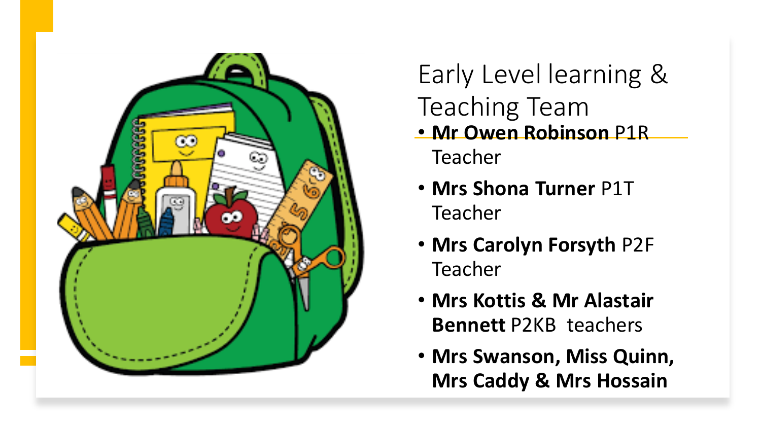# Early Level learning & Teaching Team

- **Mr Owen Robinson** P1R Teacher
- **Mrs Shona Turner** P1T Teacher
- **Mrs Carolyn Forsyth** P2F Teacher
- **Mrs Kottis & Mr Alastair Bennett** P2KB teachers
- **Mrs Swanson, Miss Quinn, Mrs Caddy & Mrs Hossain**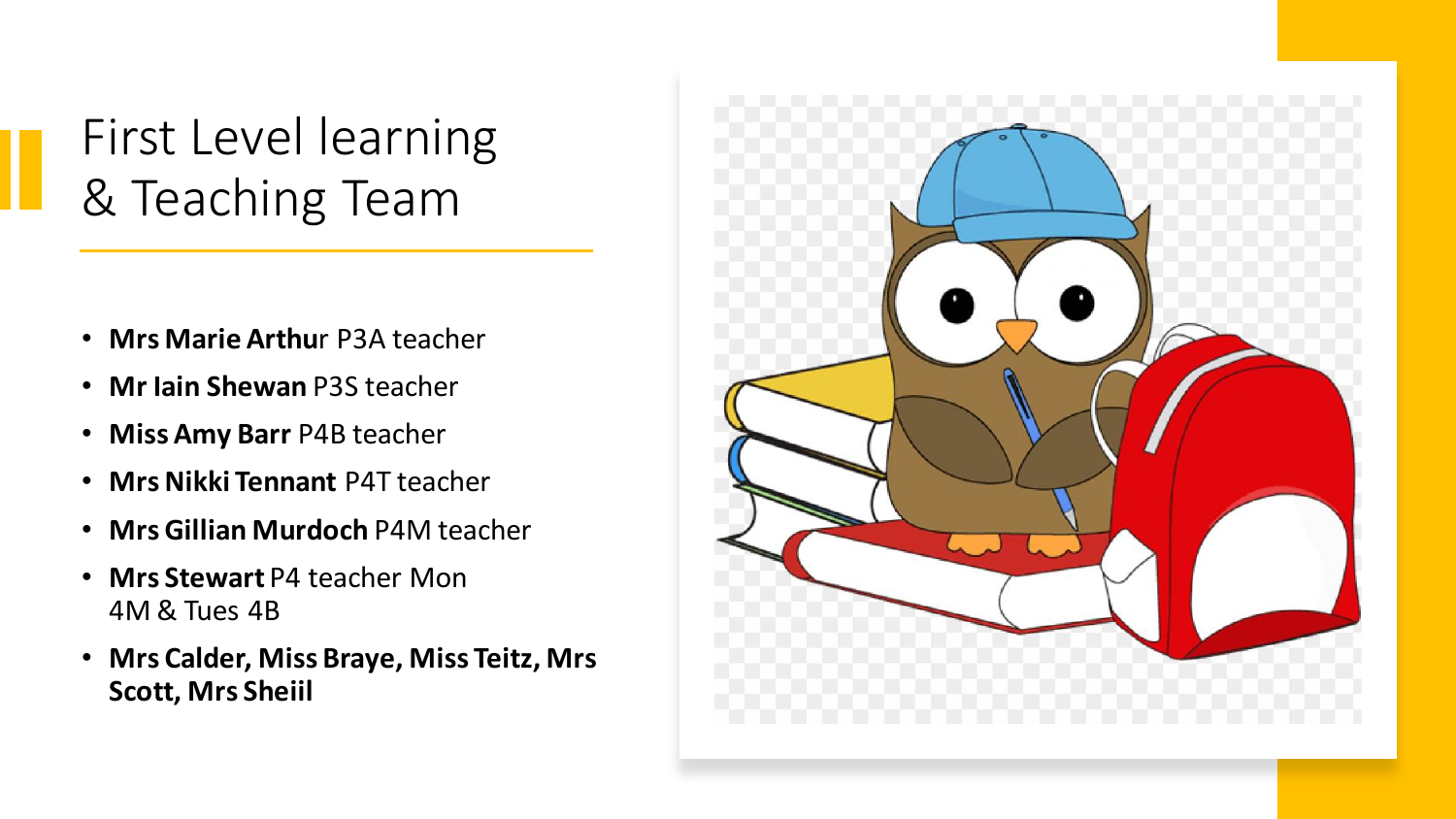# First Level learning & Teaching Team

- **Mrs Marie Arthu**r P3A teacher
- **Mr Iain Shewan** P3S teacher
- **Miss Amy Barr** P4B teacher
- **Mrs Nikki Tennant** P4T teacher
- **Mrs Gillian Murdoch** P4M teacher
- **Mrs Stewart** P4 teacher Mon 4M & Tues 4B
- **Mrs Calder, Miss Braye, Miss Teitz, Mrs Scott, Mrs Sheiil**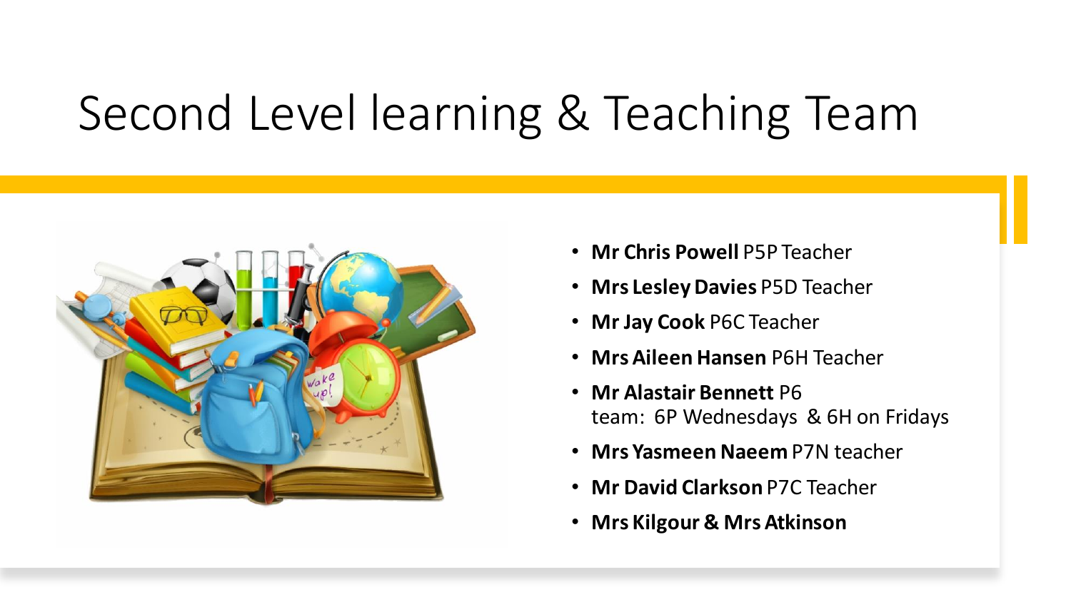# Second Level learning & Teaching Team

- **Mr Chris Powell** P5P Teacher
- **Mrs Lesley Davies** P5D Teacher
- **Mr Jay Cook** P6C Teacher
- **Mrs Aileen Hansen** P6H Teacher
- **Mr Alastair Bennett** P6 team: 6P Wednesdays & 6H on Fridays
- **Mrs Yasmeen Naeem** P7N teacher
- **Mr David Clarkson** P7C Teacher
- **Mrs Kilgour & Mrs Atkinson**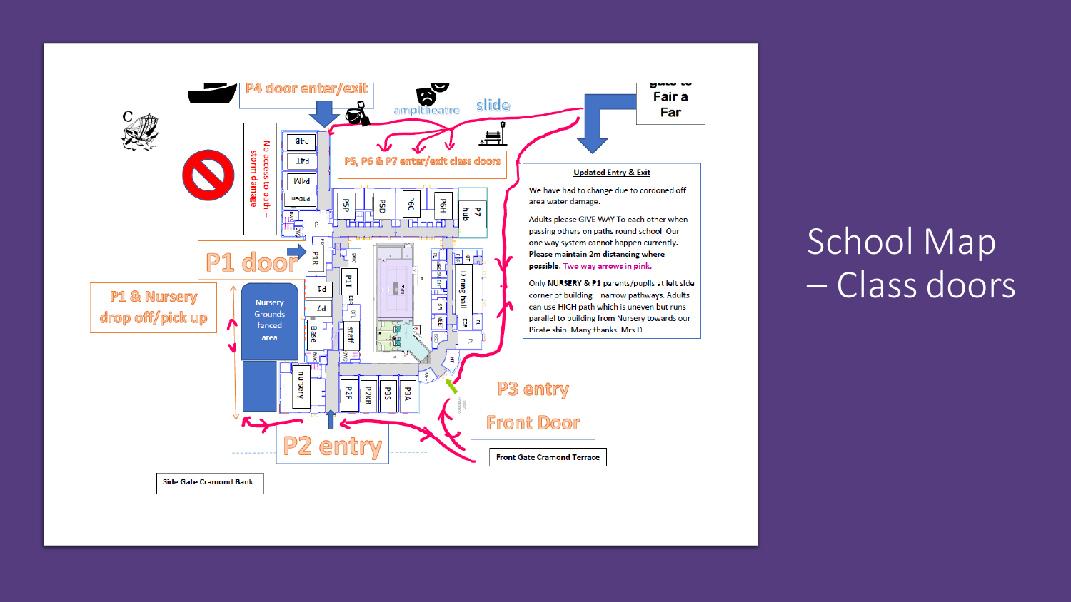# School Map – Class doors

P4 door enter/exit

ampitheatre

slide

gate to Fair a Far

No access to path – storm damage

P5, P6 & P7 enter/exit class doors

P1 door

P1 & Nursery drop off/pick up

Nursery Grounds fenced area

P3 entry Front Door

P2 entry

Front Gate Cramond Terrace

Side Gate Cramond Bank

**Updated Entry & Exit**

We have had to change due to cordoned off area water damage.

Adults please GIVE WAY To each other when passing others on paths round school. Our one way system cannot happen currently. **Please maintain 2m distancing where possible.** Two way arrows in pink.

Only **NURSERY & P1** parents/pupils at left side corner of building – narrow pathways. Adults can use HIGH path which is uneven but runs parallel to building from Nursery towards our Pirate ship. Many thanks. Mrs D